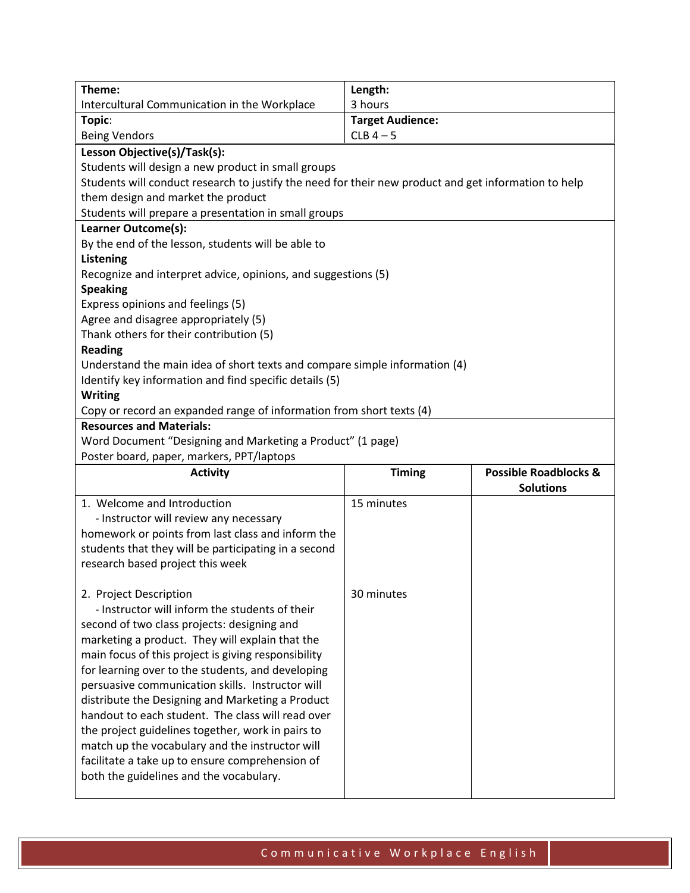| **Theme:** Intercultural Communication in the Workplace | **Length:** 3 hours |
|---|---|
| **Topic:** Being Vendors | **Target Audience:** CLB 4 – 5 |

**Lesson Objective(s)/Task(s):**

Students will design a new product in small groups

Students will conduct research to justify the need for their new product and get information to help them design and market the product

Students will prepare a presentation in small groups

**Learner Outcome(s):**

By the end of the lesson, students will be able to

**Listening**

Recognize and interpret advice, opinions, and suggestions (5)

**Speaking**

Express opinions and feelings (5)

Agree and disagree appropriately (5)

Thank others for their contribution (5)

**Reading**

Understand the main idea of short texts and compare simple information (4)

Identify key information and find specific details (5)

**Writing**

Copy or record an expanded range of information from short texts (4)

**Resources and Materials:**

Word Document "Designing and Marketing a Product" (1 page)

Poster board, paper, markers, PPT/laptops

| Activity | Timing | Possible Roadblocks & Solutions |
|---|---|---|
| 1. Welcome and Introduction<br>- Instructor will review any necessary homework or points from last class and inform the students that they will be participating in a second research based project this week | 15 minutes | |
| 2. Project Description<br>- Instructor will inform the students of their second of two class projects: designing and marketing a product. They will explain that the main focus of this project is giving responsibility for learning over to the students, and developing persuasive communication skills. Instructor will distribute the Designing and Marketing a Product handout to each student. The class will read over the project guidelines together, work in pairs to match up the vocabulary and the instructor will facilitate a take up to ensure comprehension of both the guidelines and the vocabulary. | 30 minutes | |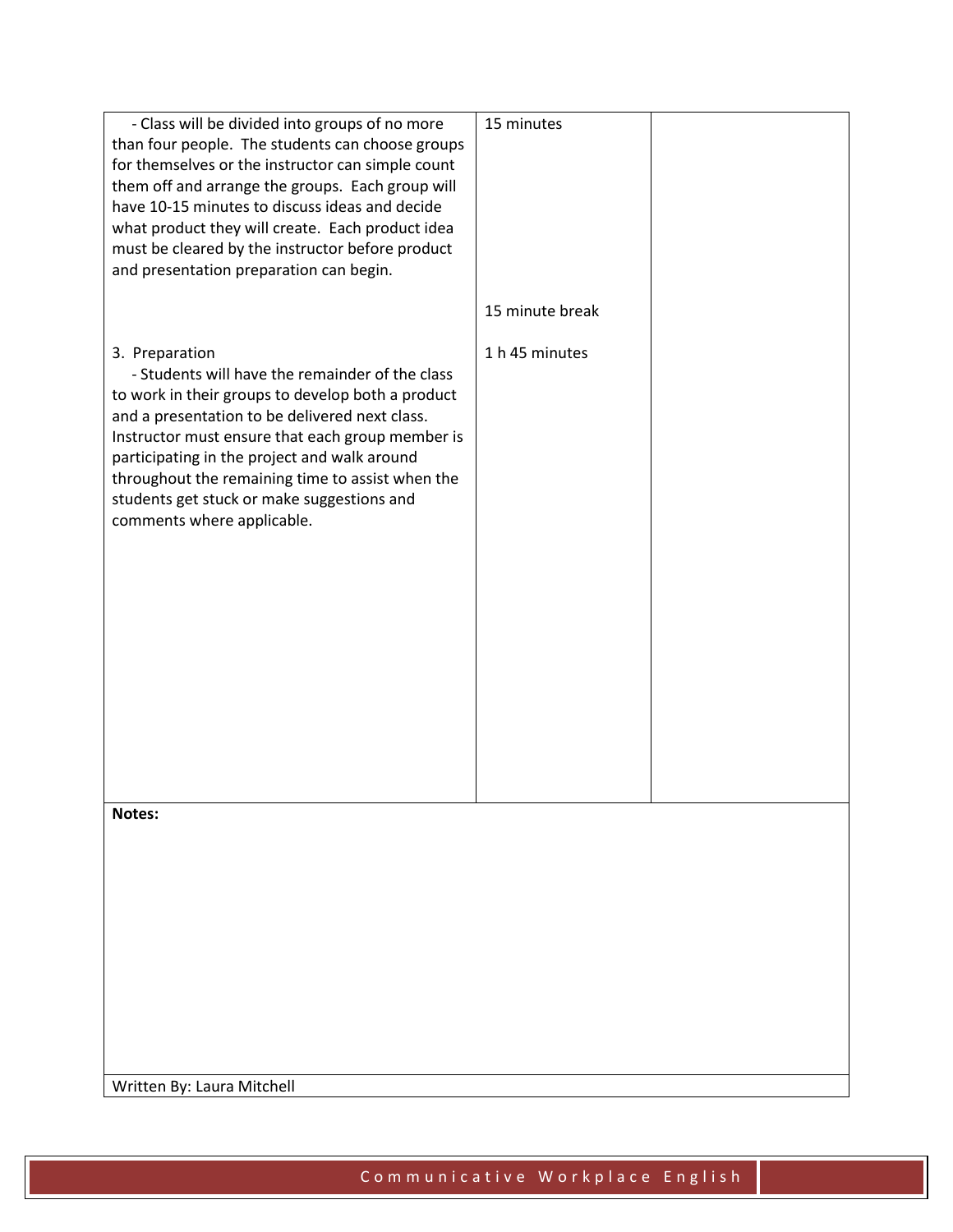| | | |
|---|---|---|
| - Class will be divided into groups of no more than four people. The students can choose groups for themselves or the instructor can simple count them off and arrange the groups. Each group will have 10-15 minutes to discuss ideas and decide what product they will create. Each product idea must be cleared by the instructor before product and presentation preparation can begin. | 15 minutes | |
| | 15 minute break | |
| 3. Preparation<br>- Students will have the remainder of the class to work in their groups to develop both a product and a presentation to be delivered next class. Instructor must ensure that each group member is participating in the project and walk around throughout the remaining time to assist when the students get stuck or make suggestions and comments where applicable. | 1 h 45 minutes | |
| **Notes:** | | |
| Written By: Laura Mitchell | | |